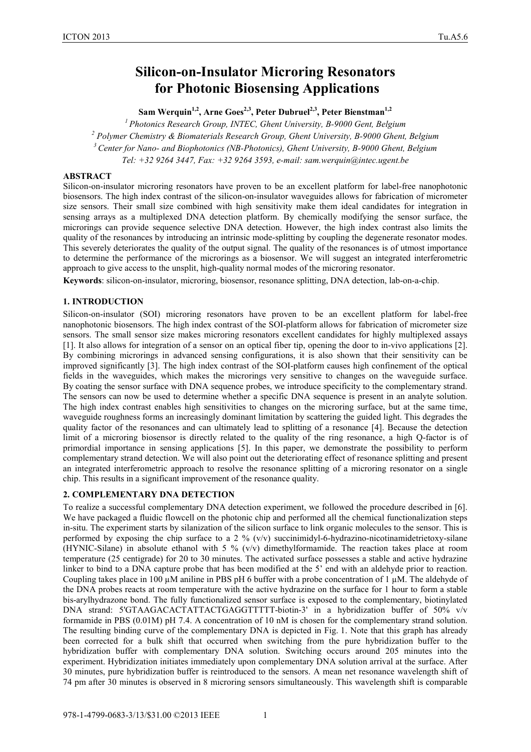# Silicon-on-Insulator Microring Resonators for Photonic Biosensing Applications

**Sam Werquin[1,2], Arne Goes[2,3], Peter Dubruel[2,3], Peter Bienstman[1,2]**

*[1] Photonics Research Group, INTEC, Ghent University, B-9000 Gent, Belgium*
*[2] Polymer Chemistry & Biomaterials Research Group, Ghent University, B-9000 Ghent, Belgium*
*[3] Center for Nano- and Biophotonics (NB-Photonics), Ghent University, B-9000 Ghent, Belgium*
*Tel: +32 9264 3447, Fax: +32 9264 3593, e-mail: sam.werquin@intec.ugent.be*

**ABSTRACT**

Silicon-on-insulator microring resonators have proven to be an excellent platform for label-free nanophotonic biosensors. The high index contrast of the silicon-on-insulator waveguides allows for fabrication of micrometer size sensors. Their small size combined with high sensitivity make them ideal candidates for integration in sensing arrays as a multiplexed DNA detection platform. By chemically modifying the sensor surface, the microrings can provide sequence selective DNA detection. However, the high index contrast also limits the quality of the resonances by introducing an intrinsic mode-splitting by coupling the degenerate resonator modes. This severely deteriorates the quality of the output signal. The quality of the resonances is of utmost importance to determine the performance of the microrings as a biosensor. We will suggest an integrated interferometric approach to give access to the unsplit, high-quality normal modes of the microring resonator.

**Keywords**: silicon-on-insulator, microring, biosensor, resonance splitting, DNA detection, lab-on-a-chip.

## 1. INTRODUCTION

Silicon-on-insulator (SOI) microring resonators have proven to be an excellent platform for label-free nanophotonic biosensors. The high index contrast of the SOI-platform allows for fabrication of micrometer size sensors. The small sensor size makes microring resonators excellent candidates for highly multiplexed assays [1]. It also allows for integration of a sensor on an optical fiber tip, opening the door to in-vivo applications [2]. By combining microrings in advanced sensing configurations, it is also shown that their sensitivity can be improved significantly [3]. The high index contrast of the SOI-platform causes high confinement of the optical fields in the waveguides, which makes the microrings very sensitive to changes on the waveguide surface. By coating the sensor surface with DNA sequence probes, we introduce specificity to the complementary strand. The sensors can now be used to determine whether a specific DNA sequence is present in an analyte solution. The high index contrast enables high sensitivities to changes on the microring surface, but at the same time, waveguide roughness forms an increasingly dominant limitation by scattering the guided light. This degrades the quality factor of the resonances and can ultimately lead to splitting of a resonance [4]. Because the detection limit of a microring biosensor is directly related to the quality of the ring resonance, a high Q-factor is of primordial importance in sensing applications [5]. In this paper, we demonstrate the possibility to perform complementary strand detection. We will also point out the deteriorating effect of resonance splitting and present an integrated interferometric approach to resolve the resonance splitting of a microring resonator on a single chip. This results in a significant improvement of the resonance quality.

## 2. COMPLEMENTARY DNA DETECTION

To realize a successful complementary DNA detection experiment, we followed the procedure described in [6]. We have packaged a fluidic flowcell on the photonic chip and performed all the chemical functionalization steps in-situ. The experiment starts by silanization of the silicon surface to link organic molecules to the sensor. This is performed by exposing the chip surface to a 2 % (v/v) succinimidyl-6-hydrazino-nicotinamidetrietoxy-silane (HYNIC-Silane) in absolute ethanol with 5 % (v/v) dimethylformamide. The reaction takes place at room temperature (25 centigrade) for 20 to 30 minutes. The activated surface possesses a stable and active hydrazine linker to bind to a DNA capture probe that has been modified at the 5' end with an aldehyde prior to reaction. Coupling takes place in 100 µM aniline in PBS pH 6 buffer with a probe concentration of 1 µM. The aldehyde of the DNA probes reacts at room temperature with the active hydrazine on the surface for 1 hour to form a stable bis-arylhydrazone bond. The fully functionalized sensor surface is exposed to the complementary, biotinylated DNA strand: 5'GTAAGACACTATTACTGAGGTTTTT-biotin-3' in a hybridization buffer of 50% v/v formamide in PBS (0.01M) pH 7.4. A concentration of 10 nM is chosen for the complementary strand solution. The resulting binding curve of the complementary DNA is depicted in Fig. 1. Note that this graph has already been corrected for a bulk shift that occurred when switching from the pure hybridization buffer to the hybridization buffer with complementary DNA solution. Switching occurs around 205 minutes into the experiment. Hybridization initiates immediately upon complementary DNA solution arrival at the surface. After 30 minutes, pure hybridization buffer is reintroduced to the sensors. A mean net resonance wavelength shift of 74 pm after 30 minutes is observed in 8 microring sensors simultaneously. This wavelength shift is comparable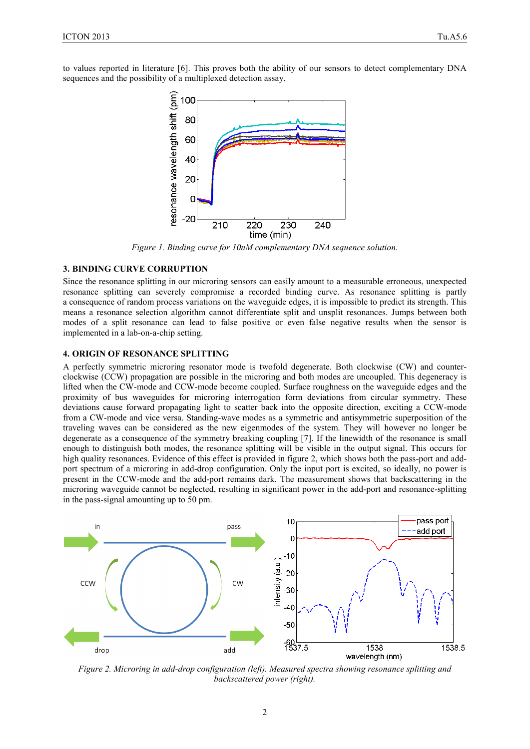to values reported in literature [6]. This proves both the ability of our sensors to detect complementary DNA sequences and the possibility of a multiplexed detection assay.

*Figure 1. Binding curve for 10nM complementary DNA sequence solution.*

## 3. BINDING CURVE CORRUPTION

Since the resonance splitting in our microring sensors can easily amount to a measurable erroneous, unexpected resonance splitting can severely compromise a recorded binding curve. As resonance splitting is partly a consequence of random process variations on the waveguide edges, it is impossible to predict its strength. This means a resonance selection algorithm cannot differentiate split and unsplit resonances. Jumps between both modes of a split resonance can lead to false positive or even false negative results when the sensor is implemented in a lab-on-a-chip setting.

## 4. ORIGIN OF RESONANCE SPLITTING

A perfectly symmetric microring resonator mode is twofold degenerate. Both clockwise (CW) and counter-clockwise (CCW) propagation are possible in the microring and both modes are uncoupled. This degeneracy is lifted when the CW-mode and CCW-mode become coupled. Surface roughness on the waveguide edges and the proximity of bus waveguides for microring interrogation form deviations from circular symmetry. These deviations cause forward propagating light to scatter back into the opposite direction, exciting a CCW-mode from a CW-mode and vice versa. Standing-wave modes as a symmetric and antisymmetric superposition of the traveling waves can be considered as the new eigenmodes of the system. They will however no longer be degenerate as a consequence of the symmetry breaking coupling [7]. If the linewidth of the resonance is small enough to distinguish both modes, the resonance splitting will be visible in the output signal. This occurs for high quality resonances. Evidence of this effect is provided in figure 2, which shows both the pass-port and add-port spectrum of a microring in add-drop configuration. Only the input port is excited, so ideally, no power is present in the CCW-mode and the add-port remains dark. The measurement shows that backscattering in the microring waveguide cannot be neglected, resulting in significant power in the add-port and resonance-splitting in the pass-signal amounting up to 50 pm.

*Figure 2. Microring in add-drop configuration (left). Measured spectra showing resonance splitting and backscattered power (right).*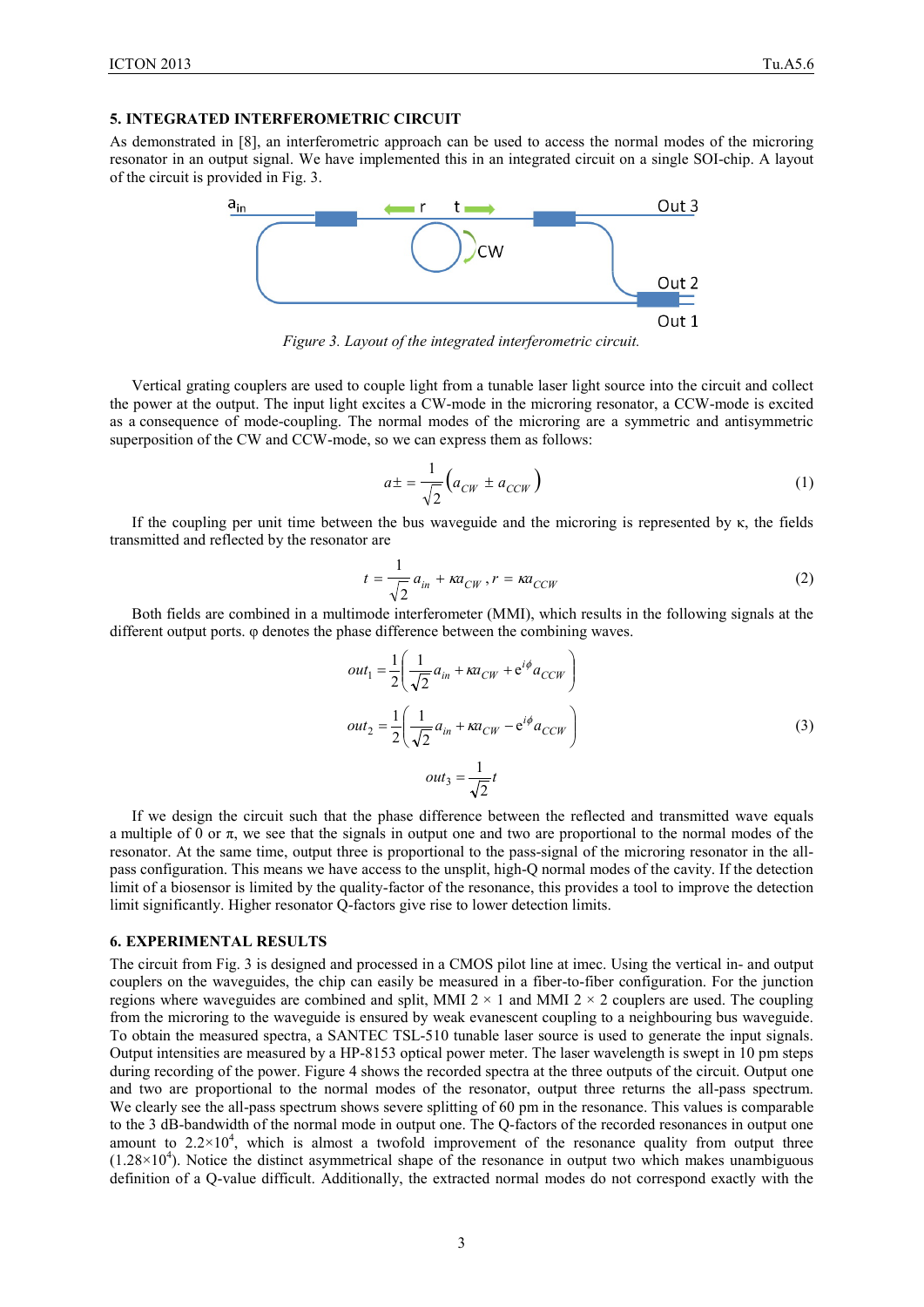## 5. INTEGRATED INTERFEROMETRIC CIRCUIT

As demonstrated in [8], an interferometric approach can be used to access the normal modes of the microring resonator in an output signal. We have implemented this in an integrated circuit on a single SOI-chip. A layout of the circuit is provided in Fig. 3.

*Figure 3. Layout of the integrated interferometric circuit.*

Vertical grating couplers are used to couple light from a tunable laser light source into the circuit and collect the power at the output. The input light excites a CW-mode in the microring resonator, a CCW-mode is excited as a consequence of mode-coupling. The normal modes of the microring are a symmetric and antisymmetric superposition of the CW and CCW-mode, so we can express them as follows:

$$a\pm = \frac{1}{\sqrt{2}}\left(a_{CW} \pm a_{CCW}\right) \tag{1}$$

If the coupling per unit time between the bus waveguide and the microring is represented by κ, the fields transmitted and reflected by the resonator are

$$t = \frac{1}{\sqrt{2}} a_{in} + \kappa a_{CW}, r = \kappa a_{CCW} \tag{2}$$

Both fields are combined in a multimode interferometer (MMI), which results in the following signals at the different output ports. φ denotes the phase difference between the combining waves.

$$\begin{aligned} out_1 &= \frac{1}{2}\left(\frac{1}{\sqrt{2}} a_{in} + \kappa a_{CW} + e^{i\phi} a_{CCW}\right) \\ out_2 &= \frac{1}{2}\left(\frac{1}{\sqrt{2}} a_{in} + \kappa a_{CW} - e^{i\phi} a_{CCW}\right) \\ out_3 &= \frac{1}{\sqrt{2}} t \end{aligned} \tag{3}$$

If we design the circuit such that the phase difference between the reflected and transmitted wave equals a multiple of 0 or π, we see that the signals in output one and two are proportional to the normal modes of the resonator. At the same time, output three is proportional to the pass-signal of the microring resonator in the all-pass configuration. This means we have access to the unsplit, high-Q normal modes of the cavity. If the detection limit of a biosensor is limited by the quality-factor of the resonance, this provides a tool to improve the detection limit significantly. Higher resonator Q-factors give rise to lower detection limits.

## 6. EXPERIMENTAL RESULTS

The circuit from Fig. 3 is designed and processed in a CMOS pilot line at imec. Using the vertical in- and output couplers on the waveguides, the chip can easily be measured in a fiber-to-fiber configuration. For the junction regions where waveguides are combined and split, MMI 2 × 1 and MMI 2 × 2 couplers are used. The coupling from the microring to the waveguide is ensured by weak evanescent coupling to a neighbouring bus waveguide. To obtain the measured spectra, a SANTEC TSL-510 tunable laser source is used to generate the input signals. Output intensities are measured by a HP-8153 optical power meter. The laser wavelength is swept in 10 pm steps during recording of the power. Figure 4 shows the recorded spectra at the three outputs of the circuit. Output one and two are proportional to the normal modes of the resonator, output three returns the all-pass spectrum. We clearly see the all-pass spectrum shows severe splitting of 60 pm in the resonance. This values is comparable to the 3 dB-bandwidth of the normal mode in output one. The Q-factors of the recorded resonances in output one amount to $2.2 \times 10^4$, which is almost a twofold improvement of the resonance quality from output three ($1.28 \times 10^4$). Notice the distinct asymmetrical shape of the resonance in output two which makes unambiguous definition of a Q-value difficult. Additionally, the extracted normal modes do not correspond exactly with the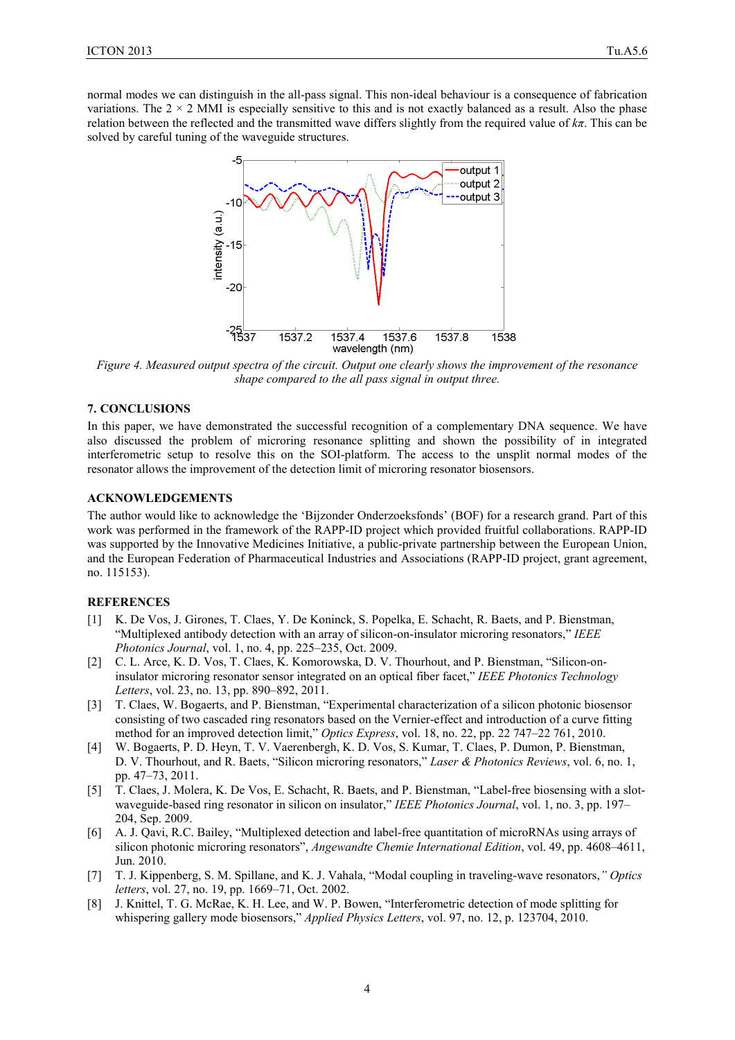normal modes we can distinguish in the all-pass signal. This non-ideal behaviour is a consequence of fabrication variations. The 2 × 2 MMI is especially sensitive to this and is not exactly balanced as a result. Also the phase relation between the reflected and the transmitted wave differs slightly from the required value of $k\pi$. This can be solved by careful tuning of the waveguide structures.

*Figure 4. Measured output spectra of the circuit. Output one clearly shows the improvement of the resonance shape compared to the all pass signal in output three.*

## 7. CONCLUSIONS

In this paper, we have demonstrated the successful recognition of a complementary DNA sequence. We have also discussed the problem of microring resonance splitting and shown the possibility of in integrated interferometric setup to resolve this on the SOI-platform. The access to the unsplit normal modes of the resonator allows the improvement of the detection limit of microring resonator biosensors.

## ACKNOWLEDGEMENTS

The author would like to acknowledge the 'Bijzonder Onderzoeksfonds' (BOF) for a research grand. Part of this work was performed in the framework of the RAPP-ID project which provided fruitful collaborations. RAPP-ID was supported by the Innovative Medicines Initiative, a public-private partnership between the European Union, and the European Federation of Pharmaceutical Industries and Associations (RAPP-ID project, grant agreement, no. 115153).

## REFERENCES

[1] K. De Vos, J. Girones, T. Claes, Y. De Koninck, S. Popelka, E. Schacht, R. Baets, and P. Bienstman, "Multiplexed antibody detection with an array of silicon-on-insulator microring resonators," *IEEE Photonics Journal*, vol. 1, no. 4, pp. 225–235, Oct. 2009.

[2] C. L. Arce, K. D. Vos, T. Claes, K. Komorowska, D. V. Thourhout, and P. Bienstman, "Silicon-on-insulator microring resonator sensor integrated on an optical fiber facet," *IEEE Photonics Technology Letters*, vol. 23, no. 13, pp. 890–892, 2011.

[3] T. Claes, W. Bogaerts, and P. Bienstman, "Experimental characterization of a silicon photonic biosensor consisting of two cascaded ring resonators based on the Vernier-effect and introduction of a curve fitting method for an improved detection limit," *Optics Express*, vol. 18, no. 22, pp. 22 747–22 761, 2010.

[4] W. Bogaerts, P. D. Heyn, T. V. Vaerenbergh, K. D. Vos, S. Kumar, T. Claes, P. Dumon, P. Bienstman, D. V. Thourhout, and R. Baets, "Silicon microring resonators," *Laser & Photonics Reviews*, vol. 6, no. 1, pp. 47–73, 2011.

[5] T. Claes, J. Molera, K. De Vos, E. Schacht, R. Baets, and P. Bienstman, "Label-free biosensing with a slot-waveguide-based ring resonator in silicon on insulator," *IEEE Photonics Journal*, vol. 1, no. 3, pp. 197–204, Sep. 2009.

[6] A. J. Qavi, R.C. Bailey, "Multiplexed detection and label-free quantitation of microRNAs using arrays of silicon photonic microring resonators", *Angewandte Chemie International Edition*, vol. 49, pp. 4608–4611, Jun. 2010.

[7] T. J. Kippenberg, S. M. Spillane, and K. J. Vahala, "Modal coupling in traveling-wave resonators," *Optics letters*, vol. 27, no. 19, pp. 1669–71, Oct. 2002.

[8] J. Knittel, T. G. McRae, K. H. Lee, and W. P. Bowen, "Interferometric detection of mode splitting for whispering gallery mode biosensors," *Applied Physics Letters*, vol. 97, no. 12, p. 123704, 2010.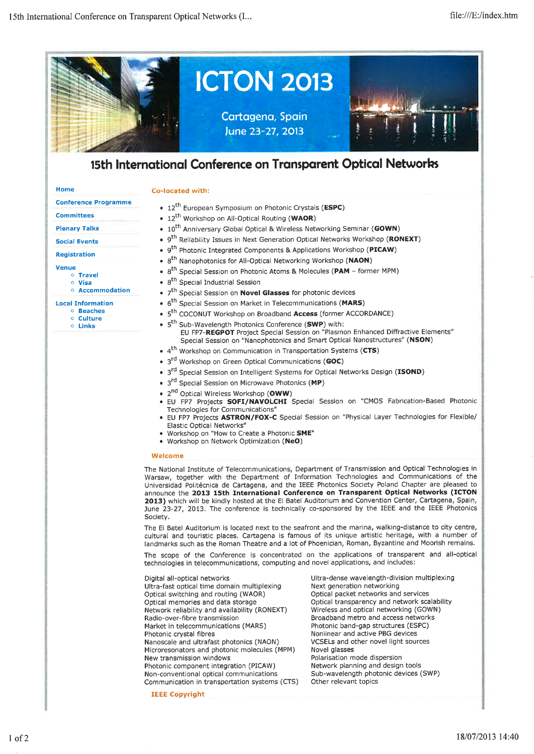# ICTON 2013

Cartagena, Spain
June 23-27, 2013

## 15th International Conference on Transparent Optical Networks

- Home
- Conference Programme
- Committees
- Plenary Talks
- Social Events
- Registration
- Venue
  - Travel
  - Visa
  - Accommodation
- Local Information
  - Beaches
  - Culture
  - Links

### Co-located with:

- 12th European Symposium on Photonic Crystals (**ESPC**)
- 12th Workshop on All-Optical Routing (**WAOR**)
- 10th Anniversary Global Optical & Wireless Networking Seminar (**GOWN**)
- 9th Reliability Issues in Next Generation Optical Networks Workshop (**RONEXT**)
- 9th Photonic Integrated Components & Applications Workshop (**PICAW**)
- 8th Nanophotonics for All-Optical Networking Workshop (**NAON**)
- 8th Special Session on Photonic Atoms & Molecules (**PAM** – former MPM)
- 8th Special Industrial Session
- 7th Special Session on **Novel Glasses** for photonic devices
- 6th Special Session on Market in Telecommunications (**MARS**)
- 5th COCONUT Workshop on Broadband **Access** (former ACCORDANCE)
- 5th Sub-Wavelength Photonics Conference (**SWP**) with:
  EU FP7-**REGPOT** Project Special Session on "Plasmon Enhanced Diffractive Elements"
  Special Session on "Nanophotonics and Smart Optical Nanostructures" (**NSON**)
- 4th Workshop on Communication in Transportation Systems (**CTS**)
- 3rd Workshop on Green Optical Communications (**GOC**)
- 3rd Special Session on Intelligent Systems for Optical Networks Design (**ISOND**)
- 3rd Special Session on Microwave Photonics (**MP**)
- 2nd Optical Wireless Workshop (**OWW**)
- EU FP7 Projects **SOFI/NAVOLCHI** Special Session on "CMOS Fabrication-Based Photonic Technologies for Communications"
- EU FP7 Projects **ASTRON/FOX-C** Special Session on "Physical Layer Technologies for Flexible/ Elastic Optical Networks"
- Workshop on "How to Create a Photonic **SME**"
- Workshop on Network Optimization (**NeO**)

### Welcome

The National Institute of Telecommunications, Department of Transmission and Optical Technologies in Warsaw, together with the Department of Information Technologies and Communications of the Universidad Politécnica de Cartagena, and the IEEE Photonics Society Poland Chapter are pleased to announce the **2013 15th International Conference on Transparent Optical Networks (ICTON 2013)** which will be kindly hosted at the El Batel Auditorium and Convention Center, Cartagena, Spain, June 23-27, 2013. The conference is technically co-sponsored by the IEEE and the IEEE Photonics Society.

The El Batel Auditorium is located next to the seafront and the marina, walking-distance to city centre, cultural and touristic places. Cartagena is famous of its unique artistic heritage, with a number of landmarks such as the Roman Theatre and a lot of Phoenician, Roman, Byzantine and Moorish remains.

The scope of the Conference is concentrated on the applications of transparent and all-optical technologies in telecommunications, computing and novel applications, and includes:

- Digital all-optical networks
- Ultra-fast optical time domain multiplexing
- Optical switching and routing (WAOR)
- Optical memories and data storage
- Network reliability and availability (RONEXT)
- Radio-over-fibre transmission
- Market in telecommunications (MARS)
- Photonic crystal fibres
- Nanoscale and ultrafast photonics (NAON)
- Microresonators and photonic molecules (MPM)
- New transmission windows
- Photonic component integration (PICAW)
- Non-conventional optical communications
- Communication in transportation systems (CTS)
- Ultra-dense wavelength-division multiplexing
- Next generation networking
- Optical packet networks and services
- Optical transparency and network scalability
- Wireless and optical networking (GOWN)
- Broadband metro and access networks
- Photonic band-gap structures (ESPC)
- Nonlinear and active PBG devices
- VCSELs and other novel light sources
- Novel glasses
- Polarisation mode dispersion
- Network planning and design tools
- Sub-wavelength photonic devices (SWP)
- Other relevant topics

**IEEE Copyright**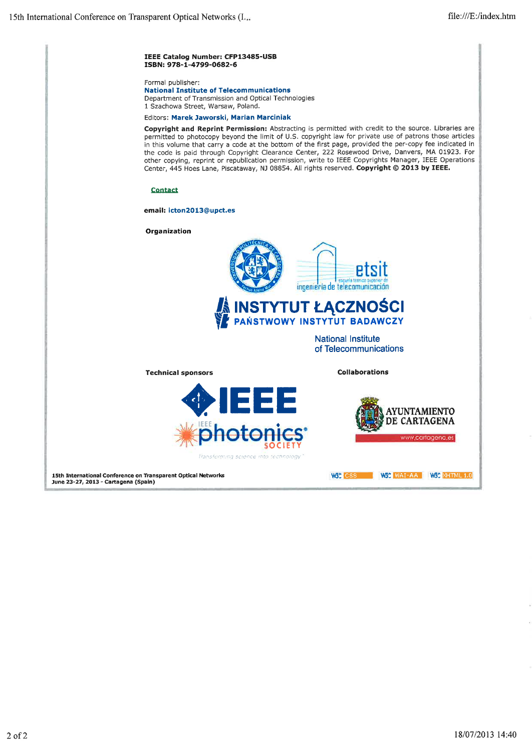**IEEE Catalog Number: CFP13485-USB**
**ISBN: 978-1-4799-0682-6**

Formal publisher:
**National Institute of Telecommunications**
Department of Transmission and Optical Technologies
1 Szachowa Street, Warsaw, Poland.

Editors: **Marek Jaworski**, **Marian Marciniak**

**Copyright and Reprint Permission:** Abstracting is permitted with credit to the source. Libraries are permitted to photocopy beyond the limit of U.S. copyright law for private use of patrons those articles in this volume that carry a code at the bottom of the first page, provided the per-copy fee indicated in the code is paid through Copyright Clearance Center, 222 Rosewood Drive, Danvers, MA 01923. For other copying, reprint or republication permission, write to IEEE Copyrights Manager, IEEE Operations Center, 445 Hoes Lane, Piscataway, NJ 08854. All rights reserved. **Copyright © 2013 by IEEE.**

**Contact**

**email:** icton2013@upct.es

**Organization**

etsit
escuela técnica superior de
ingeniería de telecomunicación

INSTYTUT ŁĄCZNOŚCI
PAŃSTWOWY INSTYTUT BADAWCZY

National Institute
of Telecommunications

**Technical sponsors**

IEEE

IEEE photonics SOCIETY
Transforming science into technology

**Collaborations**

AYUNTAMIENTO DE CARTAGENA
www.cartagena.es

**15th International Conference on Transparent Optical Networks**
**June 23-27, 2013 - Cartagena (Spain)**

W3C CSS W3C WAI-AA W3C XHTML 1.0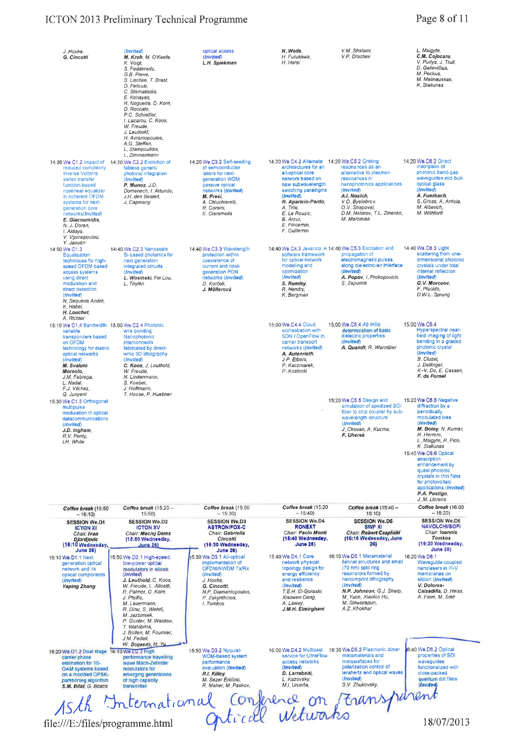| C1 | C2 | C3 | C4 | C5 | C6 |
|---|---|---|---|---|---|
| J. Hoxha, **G. Cincotti** | (*Invited*) **M. Kroh**, M. O'Keefe, K. Voigt, S. Fedderwitz, G.B. Preve, S. Lischke, T. Brast, D. Petousi, C. Stamatiadis, E. Kehayas, R. Nogueira, D. Korn, D. Roccato, P.C. Schindler, I. Lazarou, C. Koos, W. Freude, J. Leuthold, H. Avramopoulos, A.G. Steffan, L. Stampoulidis, L. Zimmermann | optical access (*Invited*) **L.H. Spiekman** | **N. Wada**, H. Furukawa, H. Harai | V.M. Shalaev, V.P. Drachev | L. Maigyte, **C.M. Cojocaru**, V. Purlys, J. Trull, D. Gailevicius, M. Peckus, M. Malinauskas, K. Staliunas |
| 14:30 We.C1.2 Impact of reduced complexity inverse Volterra series transfer function-based nonlinear equalizer in coherent OFDM systems for next-generation core networks(*Invited*) **E. Giacoumidis**, N. J. Doran, I. Aldaya, V. Vgenopoulou, Y. Jaouën | 14:20 We.C2.2 Evolution of fabless generic photonic integration (*Invited*) **P. Munoz**, J.D. Domenech, I. Artundo, J.H. den Bested, J. Capmany | 14:20 We.C3.2 Self-seeding of semiconductor lasers for next-generation WDM passive optical networks (*Invited*) **M. Presi**, A. Chiuchiarelli, R. Corsini, E. Ciaramella | 14:20 We.C4.2 Alternate architectures for an all-optical core network based on new subwavelength switching paradigms (*Invited*) **R. Aparicio-Pardo**, A. Triki, E. Le Rouzic, B. Arzur, E. Pincemin, F. Guillemin | 14:20 We.C5.2 Grating resonances as an alternative to plasmon resonances in nanophotonics applications (*Invited*) **A.I. Nosich**, V.O. Byelobrov, O.V. Shapoval, D.M. Natarov, T.L. Zinenko, M. Marciniak | 14:20 We.C6.2 Direct inscription of photonic band-gap waveguides into bulk optical glass (*Invited*) **A. Fuerbach**, S. Gross, A. Arriola, M. Alberich, M. Withford |
| 14:50 We.C1.3 Equalization techniques for high-speed OFDM-based access systems using direct modulation and direct detection (*Invited*) N. Sequeira André, K. Habel, **H. Louchet**, A. Richter | 14:40 We.C2.3 Nanoscale Si-based photonics for next generation integrated circuits (*Invited*) **L. Wosinski**, Fei Lou, L. Thylén | 14:40 We.C3.3 Wavelength protection within coexistence of current and next-generation PON networks (*Invited*) D. Korček, **J. Müllerová** | 14:40 We.C4.3 Javanco: A software framework for optical network modelling and optimization (*Invited*) **S. Rumley**, R. Hendry, K. Bergman | 14:40 We.C5.3 Excitation and propagation of electromagnetic pulses along dielectric-air interface (*Invited*) **A. Popov**, I. Prokopovich, S. Zapunidi | 14:40 We.C6.3 Light scattering from one-dimensional photonic crystals under total internal reflection (*Invited*) **G.V. Morozov**, F. Placido, D.W.L. Sprung |
| 15:10 We.C1.4 Bandwidth variable transponders based on OFDM technology for elastic optical networks (*Invited*) **M. Svaluto Moreolo**, J.M. Fabrega, L. Nadal, F.J. Vilchez, G. Junyent | 15:00 We.C2.4 Photonic wire bonding: Nanophotonic interconnects fabricated by direct-write 3D lithography (*Invited*) **C. Koos**, J. Leuthold, W. Freude, N. Lindenmann, S. Koeber, J. Hoffmann, T. Hoose, P. Huebner | | 15:00 We.C4.4 Cloud orchestration with SDN / OpenFlow in carrier transport networks (*Invited*) **A. Autenrieth**, J-P. Elbers, P. Kaczmarek, P. Kostecki | 15:00 We.C5.4 Ab initio determination of basic dielectric properties (*Invited*) **A. Quandt**, R. Warmbier | 15:00 We.C6.4 Hyperspectral near-field imaging of light bending in a graded photonic crystal (*Invited*) B. Cluzel, J. Dellinger, K-V. Do, E. Cassan, **F. de Fornel** |
| 15:30 We.C1.5 Orthogonal multipulse modulation in optical datacommunications (*Invited*) **J.D. Ingham**, R.V. Penty, I.H. White | | | | 15:20 We.C5.5 Design and simulation of apodized SOI fiber to chip coupler by sub-wavelength structure (*Invited*) J. Chovan, A. Kuzma, **F. Uherek** | 15:20 We.C6.5 Negative diffraction by a periodically modulated loss (*Invited*) **M. Botey**, N. Kumar, R. Herrero, L. Maigyte, R. Pico, K. Staliunas; 15:40 We.C6.6 Optical absorption enhancement by quasi-photonic crystals in thin films for photovoltaic applications (*Invited*) **P.A. Postigo**, J.M. Llorens |
| *Coffee break* (15:50 – 16:10) | *Coffee break* (15:20 – 15:50) | *Coffee break* (15:00 – 15:30) | *Coffee break* (15:20 – 15:40) | *Coffee break* (15:40 – 16:10) | *Coffee break* (16:00 – 16:20) |
| **SESSION We.D1** **ICTON XI** Chair: **Ivan Djordjevic** (16:10 Wednesday, June 26) | **SESSION We.D2** **ICTON XV** Chair: **Maciej Dems** (15:50 Wednesday, June 26) | **SESSION We.D3** **ASTRON/FOX-C** Chair: **Gabriella Cincotti** (15:30 Wednesday, June 26) | **SESSION We.D4** **RONEXT** Chair: **Paolo Monti** (15:40 Wednesday, June 26) | **SESSION We.D5** **SWP XI** Chair: **Robert Czaplicki** (16:10 Wednesday, June 26) | **SESSION We.D6** **NAVOLCHI/SOFI** Chair: **Ioannis Tomkos** (16:20 Wednesday, June 26) |
| 16:10 We.D1.1 Next generation optical network and its optical components (*Invited*) **Yaping Zhang** | 15:50 We.D2.1 High-speed, low-power optical modulators in silicon (*Invited*) **J. Leuthold**, C. Koos, W. Freude, L. Alloatti, R. Palmer, D. Korn, J. Pfeifle, M. Lauermann, R. Dinu, S. Wehrli, M. Jazbinsek, P. Gunter, M. Waldow, T. Wahlbrink, J. Bolten, M. Fournier, J.M. Fedeli, W. Bogaerts, H. Yu | 15:30 We.D3.1 All-optical implementation of OFDM/NWDM Tx/Rx (*Invited*) J. Hoxha, **G. Cincotti**, N.P. Diamantopoulos, P. Zakynthinos, I. Tomkos | 15:40 We.D4.1 Core network physical topology design for energy efficiency and resilience (*Invited*) T.E.H. El-Gorashi, Xiaowen Dong, A. Lawey, **J.M.H. Elmirghani** | 16:10 We.D5.1 Metamaterial fishnet structures and small (70 nm) split ring resonators formed by nanoimprint lithography (*Invited*) **N.P. Johnson**, G.J. Sharp, M. Yuce, Xiaolon Hu, M. Sinworapun, A.Z. Khokhar | 16:20 We.D6.1 Waveguide-coupled nanolasers in III-V membranes on silicon (*Invited*) **V. Dolores-Calzadilla**, D. Heiss, A. Fiore, M. Smit |
| 16:20 We.D1.2 Dual stage carrier phase estimation for 16-OAM systems based on a modified QPSK-partitioning algorithm **S.M. Bilal**, G. Bosco | 16:10 We.D2.2 High performance travelling wave Mach-Zehnder modulators for emerging generations of high capacity transmitter | 15:50 We.D3.2 Nyquist-WDM-based system performance evaluation (*Invited*) **R.I. Killey**, M. Sezer Erkilinc, R. Maher, M. Paskov, | 16:00 We.D4.2 Multicast service for UltraFlow access networks (*Invited*) **D. Larrabeiti**, L. Kazovsky, M.I. Urueña, | 16:30 We.D5.2 Plasmonic dimer metamaterials and metasurfaces for polarization control of terahertz and optical waves (*Invited*) S.V. Zhukovsky, | 16:40 We.D6.2 Optical properties of SOI waveguides functionalized with close-packed quantum dot films (*Invited*) |

15th International Conference on Transparent Optical Networks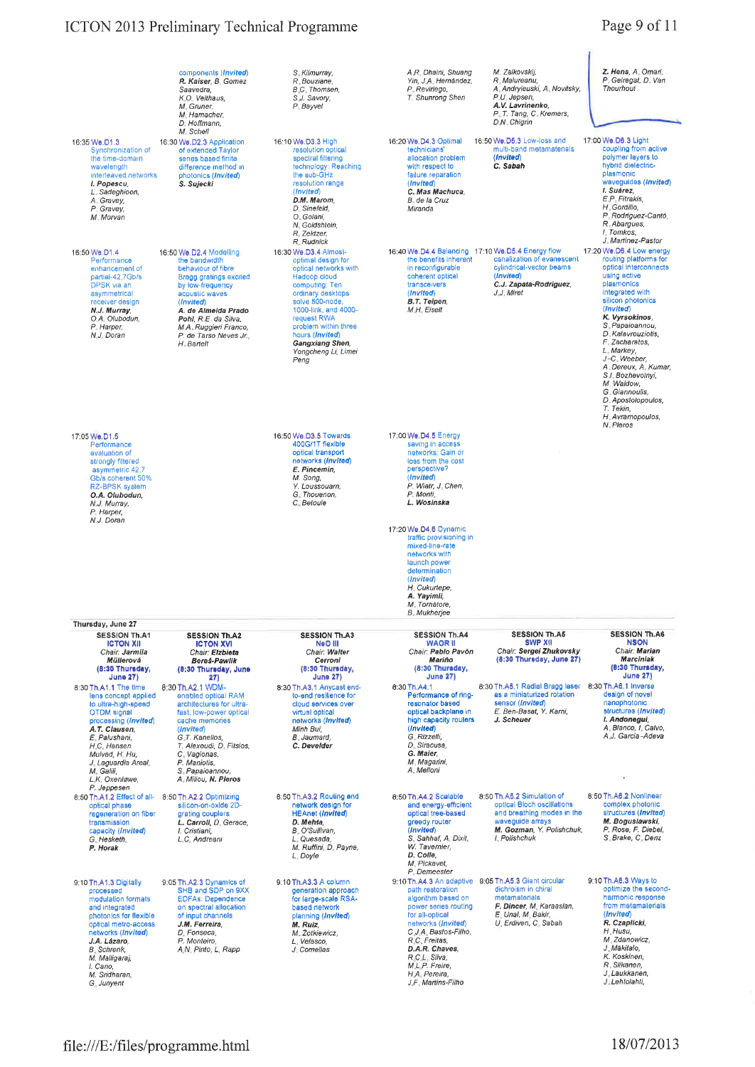| | | | | | |
|---|---|---|---|---|---|
| components (*Invited*) **R. Kaiser**, B. Gomez Saavedra, K.O. Velthaus, M. Gruner, M. Hamacher, D. Hoffmann, M. Schell | S. Kilmurray, R. Bouziane, B.C. Thomsen, S.J. Savory, P. Bayvel | | A.R. Dhaini, Shuang Yin, J.A. Hernández, P. Reviriego, T. Shunrong Shen | M. Zalkovskij, R. Malureanu, A. Andryieuski, A. Novitsky, P.U. Jepsen, **A.V. Lavrinenko**, P.T. Tang, C. Kremers, D.N. Chigrin | **Z. Hens**, A. Omari, P. Geiregat, D. Van Thourhout |
| 16:35 We.D1.3 Synchronization of the time-domain wavelength interleaved networks **I. Popescu**, L. Sadeghioon, A. Gravey, P. Gravey, M. Morvan | 16:30 We.D2.3 Application of extended Taylor series based finite difference method in photonics (*Invited*) **S. Sujecki** | 16:10 We.D3.3 High resolution optical spectral filtering technology: Reaching the sub-GHz resolution range (*Invited*) **D.M. Marom**, D. Sinefeld, O. Golani, N. Goldshtein, R. Zektzer, R. Rudnick | 16:20 We.D4.3 Optimal technicians' allocation problem with respect to failure reparation (*Invited*) **C. Mas Machuca**, B. de la Cruz Miranda | 16:50 We.D5.3 Low-loss and multi-band metamaterials (*Invited*) **C. Sabah** | 17:00 We.D6.3 Light coupling from active polymer layers to hybrid dielectric-plasmonic waveguides (*Invited*) **I. Suárez**, E.P. Fitrakis, H. Gordillo, P. Rodríguez-Cantó, R. Abargues, I. Tomkos, J. Martínez-Pastor |
| 16:50 We.D1.4 Performance enhancement of partial-42.7Gb/s DPSK via an asymmetrical receiver design **N.J. Murray**, O.A. Olubodun, P. Harper, N.J. Doran | 16:50 We.D2.4 Modelling the bandwidth behaviour of fibre Bragg gratings excited by low-frequency acoustic waves (*Invited*) **A. de Almeida Prado Pohl**, R.E. da Silva, M.A. Ruggieri Franco, P. de Tarso Neves Jr., H. Bartelt | 16:30 We.D3.4 Almost-optimal design for optical networks with Hadoop cloud computing: Ten ordinary desktops solve 500-node, 1000-link, and 4000-request RWA problem within three hours (*Invited*) **Gangxiang Shen**, Yongcheng Li, Limei Peng | 16:40 We.D4.4 Balancing the benefits inherent in reconfigurable coherent optical transceivers (*Invited*) **B.T. Teipen**, M.H. Eiselt | 17:10 We.D5.4 Energy flow canalization of evanescent cylindrical-vector beams (*Invited*) **C.J. Zapata-Rodríguez**, J.J. Miret | 17:20 We.D6.4 Low energy routing platforms for optical interconnects using active plasmonics integrated with silicon photonics (*Invited*) **K. Vyrsokinos**, S. Papaioannou, D. Kalavrouziotis, F. Zacharatos, L. Markey, J.-C. Weeber, A. Dereux, A. Kumar, S.I. Bozhevolnyi, M. Waldow, G. Giannoulis, D. Apostolopoulos, T. Tekin, H. Avramopoulos, N. Pleros |
| 17:05 We.D1.5 Performance evaluation of strongly filtered asymmetric 42.7 Gb/s coherent 50% RZ-BPSK system **O.A. Olubodun**, N.J. Murray, P. Harper, N.J. Doran | | 16:50 We.D3.5 Towards 400G/1T flexible optical transport networks (*Invited*) **E. Pincemin**, M. Song, Y. Loussouarn, C. Thouenon, C. Betoule | 17:00 We.D4.5 Energy saving in access networks: Gain or loss from the cost perspective? (*Invited*) P. Wiatr, J. Chen, P. Monti, **L. Wosinska** | | |
| | | | 17:20 We.D4.6 Dynamic traffic provisioning in mixed-line-rate networks with launch power determination (*Invited*) H. Cukurtepe, **A. Yayimli**, M. Tornatore, B. Mukherjee | | |

**Thursday, June 27**

| SESSION Th.A1 | SESSION Th.A2 | SESSION Th.A3 | SESSION Th.A4 | SESSION Th.A5 | SESSION Th.A6 |
|---|---|---|---|---|---|
| **ICTON XII** Chair: **Jarmila Müllerová** (**8:30 Thursday, June 27**) | **ICTON XVI** Chair: **Elżbieta Bereś-Pawlik** (**8:30 Thursday, June 27**) | **NeO III** Chair: **Walter Cerroni** (**8:30 Thursday, June 27**) | **WAOR II** Chair: **Pablo Pavón Mariño** (**8:30 Thursday, June 27**) | **SWP XII** Chair: **Sergei Zhukovsky** (**8:30 Thursday, June 27**) | **NSON** Chair: **Marian Marciniak** (**8:30 Thursday, June 27**) |
| 8:30 Th.A1.1 The time lens concept applied to ultra-high-speed OTDM signal processing (*Invited*) **A.T. Clausen**, E. Palushani, H.C. Hansen Mulvad, H. Hu, J. Laguardia Areal, M. Galili, L.K. Oxenløwe, P. Jeppesen | 8:30 Th.A2.1 WDM-enabled optical RAM architectures for ultra-fast, low-power optical cache memories (*Invited*) G.T. Kanellos, T. Alexoudi, D. Fitsios, C. Vagionas, P. Maniotis, S. Papaioannou, A. Miliou, **N. Pleros** | 8:30 Th.A3.1 Anycast end-to-end resilience for cloud services over virtual optical networks (*Invited*) Minh Bui, B. Jaumard, **C. Develder** | 8:30 Th.A4.1 Performance of ring-resonator based optical backplane in high capacity routers (*Invited*) G. Rizzelli, D. Siracusa, **G. Maier**, M. Magarini, A. Melloni | 8:30 Th.A5.1 Radial Bragg laser as a miniaturized rotation sensor (*Invited*) E. Ben-Bassat, Y. Karni, **J. Scheuer** | 8:30 Th.A6.1 Inverse design of novel nanophotonic structures (*Invited*) **I. Andonegui**, A. Blanco, I. Calvo, A.J. Garcia-Adeva |
| 8:50 Th.A1.2 Effect of all-optical phase regeneration on fiber transmission capacity (*Invited*) G. Hesketh, **P. Horak** | 8:50 Th.A2.2 Optimizing silicon-on-oxide 2D-grating couplers **L. Carroll**, D. Gerace, I. Cristiani, L.C. Andreani | 8:50 Th.A3.2 Routing and network design for HEAnet (*Invited*) **D. Mehta**, B. O'Sullivan, L. Quesada, M. Ruffini, D. Payne, L. Doyle | 8:50 Th.A4.2 Scalable and energy-efficient optical tree-based greedy router (*Invited*) S. Sahhaf, A. Dixit, W. Tavernier, **D. Colle**, M. Pickavet, P. Demeester | 8:50 Th.A5.2 Simulation of optical Bloch oscillations and breathing modes in the waveguide arrays **M. Gozman**, Y. Polishchuk, I. Polishchuk | 8:50 Th.A6.2 Nonlinear complex photonic structures (*Invited*) **M. Boguslawski**, P. Rose, F. Diebel, S. Brake, C. Denz |
| 9:10 Th.A1.3 Digitally processed modulation formats and integrated photonics for flexible optical metro-access networks (*Invited*) **J.A. Lázaro**, B. Schrenk, M. Maligaraj, I. Cano, M. Sridharan, G. Junyent | 9:05 Th.A2.3 Dynamics of SHB and SDP on 9XX EDFAs: Dependence on spectral allocation of input channels **J.M. Ferreira**, D. Fonseca, P. Monteiro, A.N. Pinto, L. Rapp | 9:10 Th.A3.3 A column generation approach for large-scale RSA-based network planning (*Invited*) **M. Ruiz**, M. Żotkiewicz, L. Velasco, J. Comellas | 9:10 Th.A4.3 An adaptive path restoration algorithm based on power series routing for all-optical networks (*Invited*) C.J.A. Bastos-Filho, R.C. Freitas, **D.A.R. Chaves**, R.C.L. Silva, M.L.P. Freire, H.A. Pereira, J.F. Martins-Filho | 9:05 Th.A5.3 Giant circular dichroism in chiral metamaterials **F. Dincer**, M. Karaaslan, E. Unal, M. Bakir, U. Erdiven, C. Sabah | 9:10 Th.A6.3 Ways to optimize the second-harmonic response from metamaterials (*Invited*) **R. Czaplicki**, H. Husu, M. Zdanowicz, J. Mäkitalo, K. Koskinen, R. Siikanen, J. Laukkanen, J. Lehtolahti, |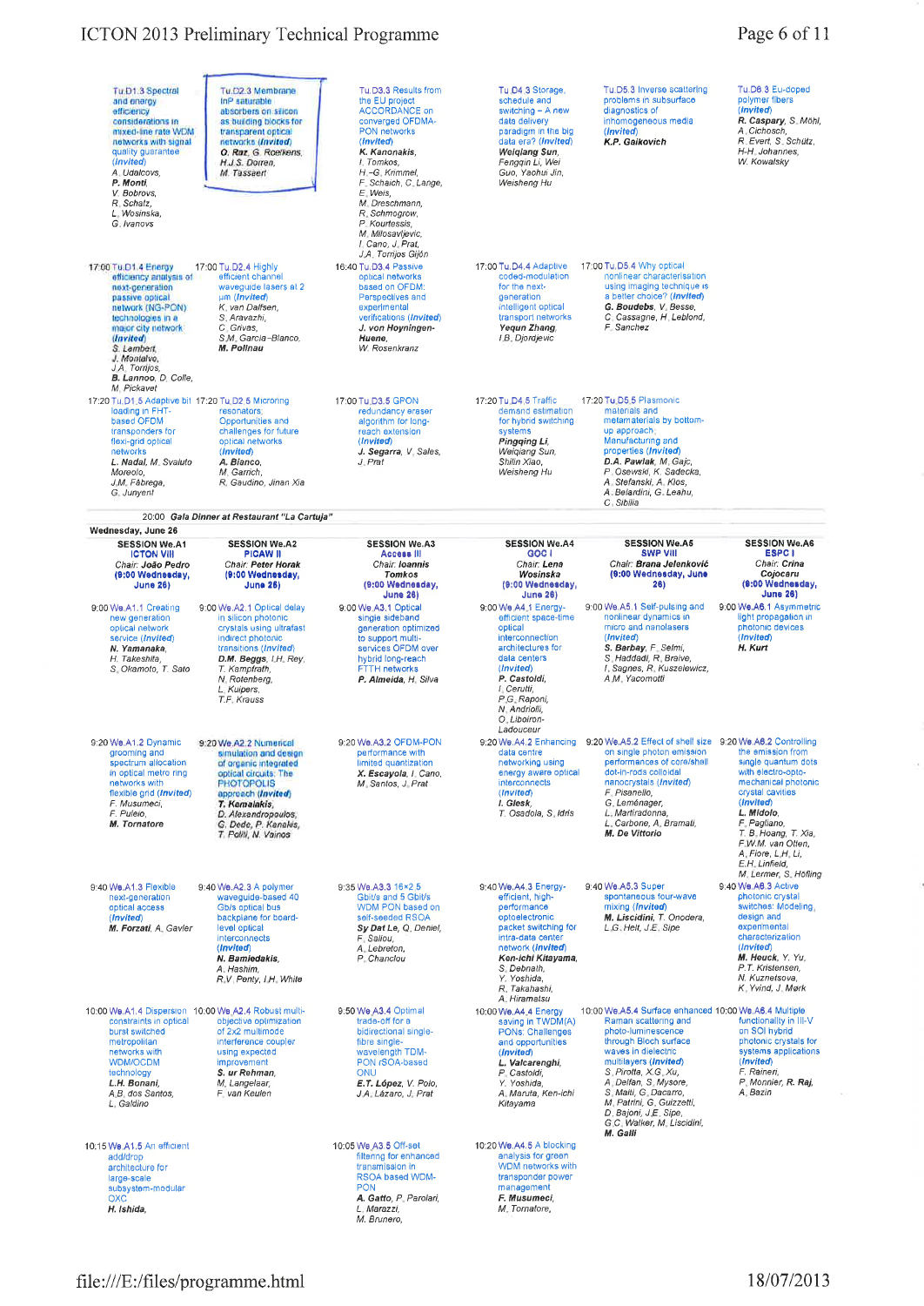| Tu.D1 | Tu.D2 | Tu.D3 | Tu.D4 | Tu.D5 | Tu.D6 |
|---|---|---|---|---|---|
| Tu.D1.3 Spectral and energy efficiency considerations in mixed-line rate WDM networks with signal quality guarantee *(Invited)* A. Udalcovs, ***P. Monti***, V. Bobrovs, R. Schatz, L. Wosinska, G. Ivanovs | Tu.D2.3 Membrane InP saturable absorbers on silicon as building blocks for transparent optical networks *(Invited)* ***O. Raz***, G. Roelkens, H.J.S. Dorren, M. Tassaert | Tu.D3.3 Results from the EU project ACCORDANCE on converged OFDMA-PON networks *(Invited)* ***K. Kanonakis***, I. Tomkos, H.-G. Krimmel, F. Schaich, C. Lange, E. Weis, M. Dreschmann, R. Schmogrow, P. Kourtessis, M. Milosavljevic, I. Cano, J. Prat, J.A. Torrijos Gijón | Tu.D4.3 Storage, schedule and switching – A new data delivery paradigm in the big data era? *(Invited)* ***Weiqiang Sun***, Fengqin Li, Wei Guo, Yaohui Jin, Weisheng Hu | Tu.D5.3 Inverse scattering problems in subsurface diagnostics of inhomogeneous media *(Invited)* ***K.P. Gaikovich*** | Tu.D6.3 Eu-doped polymer fibers *(Invited)* ***R. Caspary***, S. Möhl, A. Cichosch, R. Evert, S. Schütz, H-H. Johannes, W. Kowalsky |
| 17:00 Tu.D1.4 Energy efficiency analysis of next-generation passive optical network (NG-PON) technologies in a major city network *(Invited)* S. Lambert, J. Montalvo, J.A. Torrijos, ***B. Lannoo***, D. Colle, M. Pickavet | 17:00 Tu.D2.4 Highly efficient channel waveguide lasers at 2 µm *(Invited)* K. van Dalfsen, S. Aravazhi, C. Grivas, S.M. Garcia-Blanco, ***M. Pollnau*** | 16:40 Tu.D3.4 Passive optical networks based on OFDM: Perspectives and experimental verifications *(Invited)* ***J. von Hoyningen-Huene***, W. Rosenkranz | 17:00 Tu.D4.4 Adaptive coded-modulation for the next-generation intelligent optical transport networks ***Yequn Zhang***, I.B. Djordjevic | 17:00 Tu.D5.4 Why optical nonlinear characterisation using imaging technique is a better choice? *(Invited)* ***G. Boudebs***, V. Besse, C. Cassagne, H. Leblond, F. Sanchez | |
| 17:20 Tu.D1.5 Adaptive bit loading in FHT-based OFDM transponders for flexi-grid optical networks ***L. Nadal***, M. Svaluto Moreolo, J.M. Fàbrega, G. Junyent | 17:20 Tu.D2.5 Microring resonators: Opportunities and challenges for future optical networks *(Invited)* ***A. Bianco***, M. Garrich, R. Gaudino, Jinan Xia | 17:00 Tu.D3.5 GPON redundancy eraser algorithm for long-reach extension *(Invited)* ***J. Segarra***, V. Sales, J. Prat | 17:20 Tu.D4.5 Traffic demand estimation for hybrid switching systems ***Pingqing Li***, Weiqiang Sun, Shilin Xiao, Weisheng Hu | 17:20 Tu.D5.5 Plasmonic materials and metamaterials by bottom-up approach: Manufacturing and properties *(Invited)* ***D.A. Pawlak***, M. Gajc, P. Osewski, K. Sadecka, A. Stefanski, A. Klos, A. Belardini, G. Leahu, C. Sibilia | |

20:00 ***Gala Dinner at Restaurant "La Cartuja"***

**Wednesday, June 26**

| SESSION We.A1 ICTON VIII Chair: João Pedro (9:00 Wednesday, June 26) | SESSION We.A2 PICAW II Chair: Peter Horak (9:00 Wednesday, June 26) | SESSION We.A3 Access III Chair: Ioannis Tomkos (9:00 Wednesday, June 26) | SESSION We.A4 GOC I Chair: Lena Wosinska (9:00 Wednesday, June 26) | SESSION We.A5 SWP VIII Chair: Brana Jelenković (9:00 Wednesday, June 26) | SESSION We.A6 ESPC I Chair: Crina Cojocaru (9:00 Wednesday, June 26) |
|---|---|---|---|---|---|
| 9:00 We.A1.1 Creating new generation optical network service *(Invited)* ***N. Yamanaka***, H. Takeshita, S. Okamoto, T. Sato | 9:00 We.A2.1 Optical delay in silicon photonic crystals using ultrafast indirect photonic transitions *(Invited)* ***D.M. Beggs***, I.H. Rey, T. Kampfrath, N. Rotenberg, L. Kuipers, T.F. Krauss | 9:00 We.A3.1 Optical single sideband generation optimized to support multi-services OFDM over hybrid long-reach FTTH networks ***P. Almeida***, H. Silva | 9:00 We.A4.1 Energy-efficient space-time optical interconnection architectures for data centers *(Invited)* ***P. Castoldi***, I. Cerutti, P.G. Raponi, N. Andriolli, O. Liboiron-Ladouceur | 9:00 We.A5.1 Self-pulsing and nonlinear dynamics in micro and nanolasers *(Invited)* ***S. Barbay***, F. Selmi, S. Haddadi, R. Braive, I. Sagnes, R. Kuszelewicz, A.M. Yacomotti | 9:00 We.A6.1 Asymmetric light propagation in photonic devices *(Invited)* ***H. Kurt*** |
| 9:20 We.A1.2 Dynamic grooming and spectrum allocation in optical metro ring networks with flexible grid *(Invited)* F. Musumeci, F. Puleio, ***M. Tornatore*** | 9:20 We.A2.2 Numerical simulation and design of organic integrated optical circuits: The PHOTOPOLIS approach *(Invited)* ***T. Kamalakis***, D. Alexandropoulos, G. Dede, P. Kanakis, T. Politi, N. Vainos | 9:20 We.A3.2 OFDM-PON performance with limited quantization ***X. Escayola***, I. Cano, M. Santos, J. Prat | 9:20 We.A4.2 Enhancing data centre networking using energy aware optical interconnects *(Invited)* ***I. Glesk***, T. Osadola, S. Idris | 9:20 We.A5.2 Effect of shell size on single photon emission performances of core/shell dot-in-rods colloidal nanocrystals *(Invited)* F. Pisanello, G. Leménager, L. Martiradonna, L. Carbone, A. Bramati, ***M. De Vittorio*** | 9:20 We.A6.2 Controlling the emission from single quantum dots with electro-opto-mechanical photonic crystal cavities *(Invited)* ***L. Midolo***, F. Pagliano, T. B. Hoang, T. Xia, F.W.M. van Otten, A. Fiore, L.H. Li, E.H. Linfield, M. Lermer, S. Höfling |
| 9:40 We.A1.3 Flexible next-generation optical access *(Invited)* ***M. Forzati***, A. Gavler | 9:40 We.A2.3 A polymer waveguide-based 40 Gb/s optical bus backplane for board-level optical interconnects *(Invited)* ***N. Bamiedakis***, A. Hashim, R.V. Penty, I.H. White | 9:35 We.A3.3 16×2.5 Gbit/s and 5 Gbit/s WDM PON based on self-seeded RSOA ***Sy Dat Le***, Q. Deniel, F. Saliou, A. Lebreton, P. Chanclou | 9:40 We.A4.3 Energy-efficient, high-performance optoelectronic packet switching for intra-data center network *(Invited)* ***Ken-ichi Kitayama***, S. Debnath, Y. Yoshida, R. Takahashi, A. Hiramatsu | 9:40 We.A5.3 Super spontaneous four-wave mixing *(Invited)* ***M. Liscidini***, T. Onodera, L.G. Helt, J.E. Sipe | 9:40 We.A6.3 Active photonic crystal switches: Modeling, design and experimental characterization *(Invited)* ***M. Heuck***, Y. Yu, P.T. Kristensen, N. Kuznetsova, K. Yvind, J. Mørk |
| 10:00 We.A1.4 Dispersion constraints in optical burst switched metropolitan networks with WDM/OCDM technology ***L.H. Bonani***, A.B. dos Santos, L. Galdino | 10:00 We.A2.4 Robust multi-objective optimization of 2x2 multimode interference coupler using expected improvement ***S. ur Rehman***, M. Langelaar, F. van Keulen | 9:50 We.A3.4 Optimal trade-off for a bidirectional single-fibre single-wavelength TDM-PON rSOA-based ONU ***E.T. López***, V. Polo, J.A. Lázaro, J. Prat | 10:00 We.A4.4 Energy saving in TWDM(A) PONs: Challenges and opportunities *(Invited)* ***L. Valcarenghi***, P. Castoldi, Y. Yoshida, A. Maruta, Ken-ichi Kitayama | 10:00 We.A5.4 Surface enhanced Raman scattering and photo-luminescence through Bloch surface waves in dielectric multilayers *(Invited)* S. Pirotta, X.G. Xu, A. Delfan, S. Mysore, S. Maiti, G. Dacarro, M. Patrini, G. Guizzetti, D. Bajoni, J.E. Sipe, G.C. Walker, M. Liscidini, ***M. Galli*** | 10:00 We.A6.4 Multiple functionality in III-V on SOI hybrid photonic crystals for systems applications *(Invited)* F. Raineri, P. Monnier, ***R. Raj***, A. Bazin |
| 10:15 We.A1.5 An efficient add/drop architecture for large-scale subsystem-modular OXC ***H. Ishida*** | | 10:05 We.A3.5 Off-set filtering for enhanced transmission in RSOA based WDM-PON ***A. Gatto***, P. Parolari, L. Marazzi, M. Brunero | 10:20 We.A4.5 A blocking analysis for green WDM networks with transponder power management ***F. Musumeci***, M. Tornatore | | |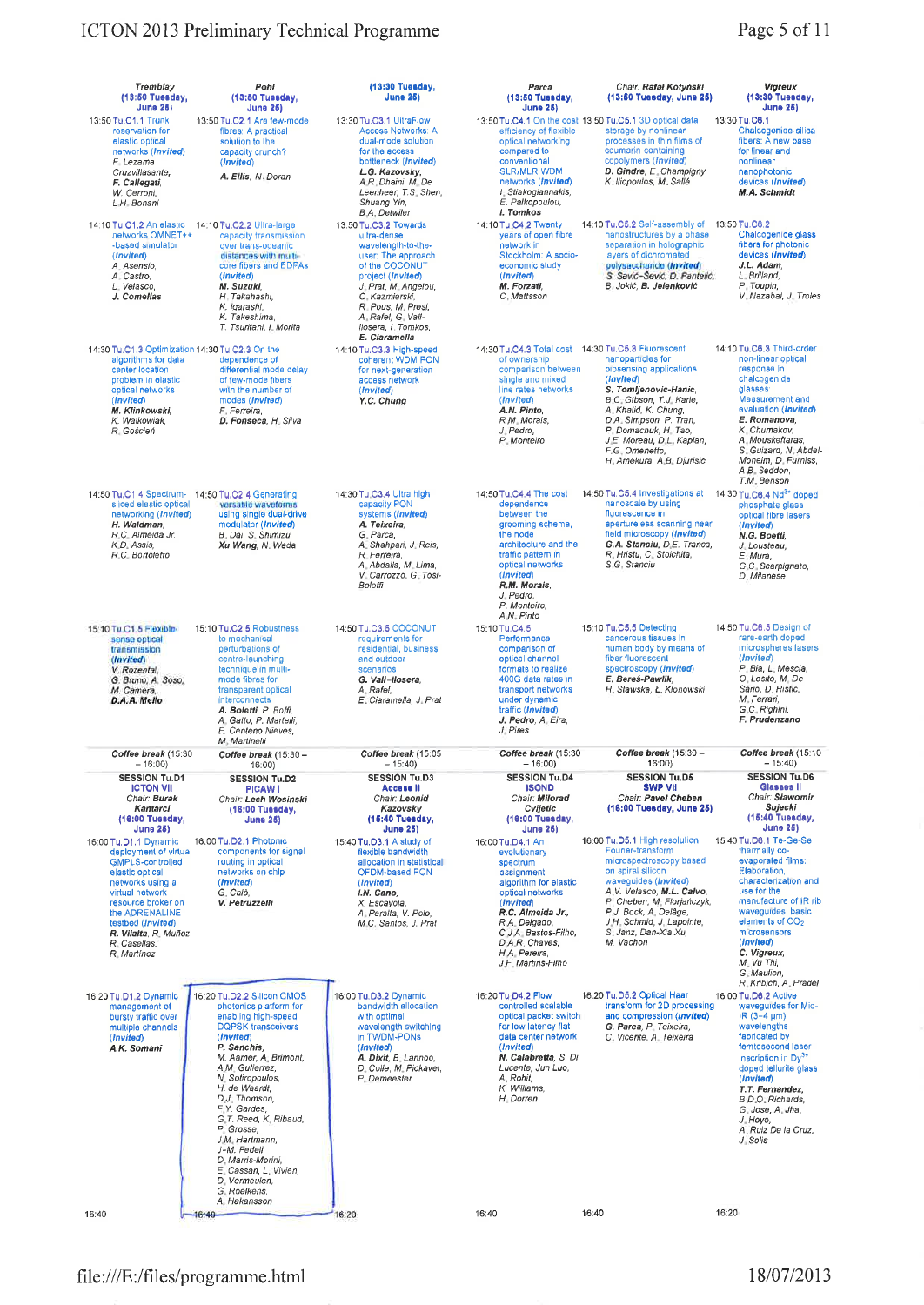## Tremblay (13:50 Tuesday, June 25)

13:50 Tu.C1.1 Trunk reservation for elastic optical networks *(Invited)*
F. Lezama Cruzvillasante, **F. Callegati**, W. Cerroni, L.H. Bonani

14:10 Tu.C1.2 An elastic networks OMNET++ -based simulator *(Invited)*
A. Asensio, A. Castro, L. Velasco, **J. Comellas**

14:30 Tu.C1.3 Optimization algorithms for data center location problem in elastic optical networks *(Invited)*
**M. Klinkowski**, K. Walkowiak, R. Goścień

14:50 Tu.C1.4 Spectrum-sliced elastic optical networking *(Invited)*
**H. Waldman**, R.C. Almeida Jr., K.D. Assis, R.C. Bortoletto

15:10 Tu.C1.5 Flexible-sense optical transmission *(Invited)*
**V. Rozental**, G. Bruno, A. Soso, M. Camera, **D.A.A. Mello**

Coffee break (15:30 – 16:00)

## Pohl (13:50 Tuesday, June 25)

13:50 Tu.C2.1 Are few-mode fibres: A practical solution to the capacity crunch? *(Invited)*
**A. Ellis**, N. Doran

14:10 Tu.C2.2 Ultra-large capacity transmission over trans-oceanic distances with multi-core fibers and EDFAs *(Invited)*
**M. Suzuki**, H. Takahashi, K. Igarashi, K. Takeshima, T. Tsuritani, I. Morita

14:30 Tu.C2.3 On the dependence of differential mode delay of few-mode fibers with the number of modes *(Invited)*
F. Ferreira, **D. Fonseca**, H. Silva

14:50 Tu.C2.4 Generating versatile waveforms using single dual-drive modulator *(Invited)*
B. Dai, S. Shimizu, **Xu Wang**, N. Wada

15:10 Tu.C2.5 Robustness to mechanical perturbations of centre-launching technique in multi-mode fibres for transparent optical interconnects
**A. Boletti**, P. Boffi, A. Gatto, P. Martelli, E. Centeno Nieves, M. Martinelli

Coffee break (15:30 – 16:00)

## (13:30 Tuesday, June 25)

13:30 Tu.C3.1 UltraFlow Access Networks: A dual-mode solution for the access bottleneck *(Invited)*
**L.G. Kazovsky**, A.R. Dhaini, M. De Leenheer, T.S. Shen, Shuang Yin, B.A. Detwiler

13:50 Tu.C3.2 Towards ultra-dense wavelength-to-the-user: The approach of the COCONUT project *(Invited)*
J. Prat, M. Angelou, C. Kazmierski, R. Pous, M. Presi, A. Rafel, G. Vall-llosera, I. Tomkos, **E. Ciaramella**

14:10 Tu.C3.3 High-speed coherent WDM PON for next-generation access network *(Invited)*
**Y.C. Chung**

14:30 Tu.C3.4 Ultra high capacity PON systems *(Invited)*
**A. Teixeira**, G. Parca, A. Shahpari, J. Reis, R. Ferreira, A. Abdalla, M. Lima, V. Carrozzo, G. Tosi-Beleffi

14:50 Tu.C3.5 COCONUT requirements for residential, business and outdoor scenarios
**G. Vall-llosera**, A. Rafel, E. Ciaramella, J. Prat

Coffee break (15:05 – 15:40)

## Parca (13:50 Tuesday, June 25)

13:50 Tu.C4.1 On the cost efficiency of flexible optical networking compared to conventional SLR/MLR WDM networks *(Invited)*
I. Stiakogiannakis, E. Palkopoulou, **I. Tomkos**

14:10 Tu.C4.2 Twenty years of open fibre network in Stockholm: A socio-economic study *(Invited)*
**M. Forzati**, C. Mattsson

14:30 Tu.C4.3 Total cost of ownership comparison between single and mixed line rates networks *(Invited)*
**A.N. Pinto**, R.M. Morais, J. Pedro, P. Monteiro

14:50 Tu.C4.4 The cost dependence between the grooming scheme, the node architecture and the traffic pattern in optical networks *(Invited)*
**R.M. Morais**, J. Pedro, P. Monteiro, A.N. Pinto

15:10 Tu.C4.5 Performance comparison of optical channel formats to realize 400G data rates in transport networks under dynamic traffic *(Invited)*
**J. Pedro**, A. Eira, J. Pires

Coffee break (15:30 – 16:00)

## Chair: Rafał Kotyński (13:50 Tuesday, June 25)

13:50 Tu.C5.1 3D optical data storage by nonlinear processes in thin films of coumarin-containing copolymers *(Invited)*
**D. Gindre**, E. Champigny, K. Iliopoulos, M. Sallé

14:10 Tu.C5.2 Self-assembly of nanostructures by a phase separation in holographic layers of dichromated polysaccharide *(Invited)*
**S. Savić-Šević**, **D. Pantelić**, B. Jokić, **B. Jelenković**

14:30 Tu.C5.3 Fluorescent nanoparticles for biosensing applications *(Invited)*
**S. Tomljenovic-Hanic**, B.C. Gibson, T.J. Karle, A. Khalid, K. Chung, D.A. Simpson, P. Tran, P. Domachuk, H. Tao, J.E. Moreau, D.L. Kaplan, F.G. Omenetto, H. Amekura, A.B. Djurisic

14:50 Tu.C5.4 Investigations at nanoscale by using fluorescence in apertureless scanning near field microscopy *(Invited)*
**G.A. Stanciu**, D.E. Tranca, R. Hristu, C. Stoichita, S.G. Stanciu

15:10 Tu.C5.5 Detecting cancerous tissues in human body by means of fiber fluorescent spectroscopy *(Invited)*
**E. Bereś-Pawlik**, H. Stawska, L. Klonowski

Coffee break (15:30 – 16:00)

## Vigreux (13:30 Tuesday, June 25)

13:30 Tu.C6.1 Chalcogenide-silica fibers: A new base for linear and nonlinear nanophotonic devices *(Invited)*
**M.A. Schmidt**

13:50 Tu.C6.2 Chalcogenide glass fibers for photonic devices *(Invited)*
**J.L. Adam**, L. Brilland, P. Toupin, V. Nazabal, J. Troles

14:10 Tu.C6.3 Third-order non-linear optical response in chalcogenide glasses: Measurement and evaluation *(Invited)*
**E. Romanova**, K. Chumakov, A. Mouskeftaras, S. Guizard, N. Abdel-Moneim, D. Furniss, A.B. Seddon, T.M. Benson

14:30 Tu.C6.4 $Nd^{3+}$ doped phosphate glass optical fibre lasers *(Invited)*
**N.G. Boetti**, J. Lousteau, E. Mura, G.C. Scarpignato, D. Milanese

14:50 Tu.C6.5 Design of rare-earth doped microspheres lasers *(Invited)*
P. Bia, L. Mescia, O. Losito, M. De Sario, D. Ristic, M. Ferrari, G.C. Righini, **F. Prudenzano**

Coffee break (15:10 – 15:40)

---

## SESSION Tu.D1 — ICTON VII
Chair: **Burak Kantarci** (16:00 Tuesday, June 25)

16:00 Tu.D1.1 Dynamic deployment of virtual GMPLS-controlled elastic optical networks using a virtual network resource broker on the ADRENALINE testbed *(Invited)*
**R. Vilalta**, R. Muñoz, R. Casellas, R. Martinez

16:20 Tu.D1.2 Dynamic management of bursty traffic over multiple channels *(Invited)*
**A.K. Somani**

16:40

## SESSION Tu.D2 — PICAW I
Chair: **Lech Wosinski** (16:00 Tuesday, June 25)

16:00 Tu.D2.1 Photonic components for signal routing in optical networks on chip *(Invited)*
G. Calò, **V. Petruzzelli**

16:20 Tu.D2.2 Silicon CMOS photonics platform for enabling high-speed DQPSK transceivers *(Invited)*
**P. Sanchis**, M. Aamer, A. Brimont, A.M. Gutierrez, N. Sotiropoulos, H. de Waardt, D.J. Thomson, F.Y. Gardes, G.T. Reed, K. Ribaud, P. Grosse, J.M. Hartmann, J-M. Fedeli, D. Marris-Morini, E. Cassan, L. Vivien, D. Vermeulen, G. Roelkens, A. Hakansson

16:40

## SESSION Tu.D3 — Access II
Chair: **Leonid Kazovsky** (15:40 Tuesday, June 25)

15:40 Tu.D3.1 A study of flexible bandwidth allocation in statistical OFDM-based PON *(Invited)*
**I.N. Cano**, X. Escayola, A. Peralta, V. Polo, M.C. Santos, J. Prat

16:00 Tu.D3.2 Dynamic bandwidth allocation with optimal wavelength switching in TWDM-PONs *(Invited)*
**A. Dixit**, B. Lannoo, D. Colle, M. Pickavet, P. Demeester

16:20

## SESSION Tu.D4 — ISOND
Chair: **Milorad Cvijetic** (16:00 Tuesday, June 25)

16:00 Tu.D4.1 An evolutionary spectrum assignment algorithm for elastic optical networks *(Invited)*
**R.C. Almeida Jr.**, R.A. Delgado, C.J.A. Bastos-Filho, D.A.R. Chaves, H.A. Pereira, J.F. Martins-Filho

16:20 Tu.D4.2 Flow controlled scalable optical packet switch for low latency flat data center network *(Invited)*
**N. Calabretta**, S. Di Lucente, Jun Luo, A. Rohit, K. Williams, H. Dorren

16:40

## SESSION Tu.D5 — SWP VII
Chair: **Pavel Cheben** (16:00 Tuesday, June 25)

16:00 Tu.D5.1 High resolution Fourier-transform microspectroscopy based on spiral silicon waveguides *(Invited)*
A.V. Velasco, **M.L. Calvo**, P. Cheben, M. Florjańczyk, P.J. Bock, A. Delâge, J.H. Schmid, J. Lapointe, S. Janz, Dan-Xia Xu, M. Vachon

16:20 Tu.D5.2 Optical Hear transform for 2D processing and compression *(Invited)*
**G. Parca**, P. Teixeira, C. Vicente, A. Teixeira

16:40

## SESSION Tu.D6 — Glasses II
Chair: **Slawomir Sujecki** (15:40 Tuesday, June 25)

15:40 Tu.D6.1 Te-Ge-Se thermally co-evaporated films: Elaboration, characterization and use for the manufacture of IR rib waveguides, basic elements of $CO_2$ microsensors *(Invited)*
**C. Vigreux**, M. Vu Thi, G. Maulion, R. Kribich, A. Pradel

16:00 Tu.D6.2 Active waveguides for Mid-IR (3–4 μm) wavelengths fabricated by femtosecond laser inscription in $Dy^{3+}$ doped tellurite glass *(Invited)*
**T.T. Fernandez**, B.D.O. Richards, G. Jose, A. Jha, J. Hoyo, A. Ruiz De la Cruz, J. Solis

16:20